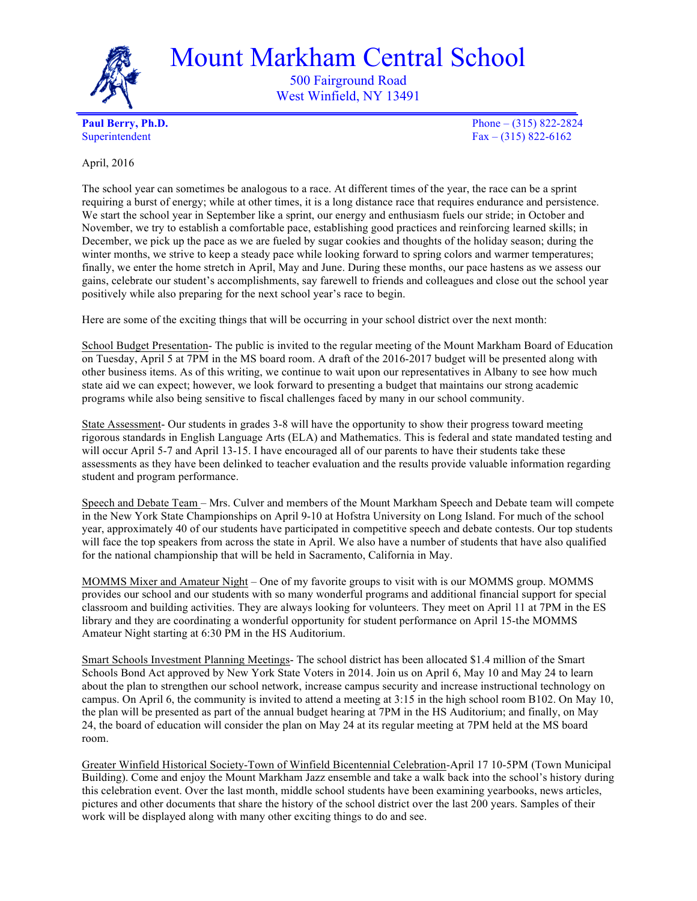# Mount Markham Central School

500 Fairground Road
West Winfield, NY 13491

**Paul Berry, Ph.D.**
Superintendent

Phone – (315) 822-2824
Fax – (315) 822-6162

April, 2016

The school year can sometimes be analogous to a race. At different times of the year, the race can be a sprint requiring a burst of energy; while at other times, it is a long distance race that requires endurance and persistence. We start the school year in September like a sprint, our energy and enthusiasm fuels our stride; in October and November, we try to establish a comfortable pace, establishing good practices and reinforcing learned skills; in December, we pick up the pace as we are fueled by sugar cookies and thoughts of the holiday season; during the winter months, we strive to keep a steady pace while looking forward to spring colors and warmer temperatures; finally, we enter the home stretch in April, May and June. During these months, our pace hastens as we assess our gains, celebrate our student's accomplishments, say farewell to friends and colleagues and close out the school year positively while also preparing for the next school year's race to begin.

Here are some of the exciting things that will be occurring in your school district over the next month:

<u>School Budget Presentation</u>- The public is invited to the regular meeting of the Mount Markham Board of Education on Tuesday, April 5 at 7PM in the MS board room. A draft of the 2016-2017 budget will be presented along with other business items. As of this writing, we continue to wait upon our representatives in Albany to see how much state aid we can expect; however, we look forward to presenting a budget that maintains our strong academic programs while also being sensitive to fiscal challenges faced by many in our school community.

<u>State Assessment</u>- Our students in grades 3-8 will have the opportunity to show their progress toward meeting rigorous standards in English Language Arts (ELA) and Mathematics. This is federal and state mandated testing and will occur April 5-7 and April 13-15. I have encouraged all of our parents to have their students take these assessments as they have been delinked to teacher evaluation and the results provide valuable information regarding student and program performance.

<u>Speech and Debate Team</u> – Mrs. Culver and members of the Mount Markham Speech and Debate team will compete in the New York State Championships on April 9-10 at Hofstra University on Long Island. For much of the school year, approximately 40 of our students have participated in competitive speech and debate contests. Our top students will face the top speakers from across the state in April. We also have a number of students that have also qualified for the national championship that will be held in Sacramento, California in May.

<u>MOMMS Mixer and Amateur Night</u> – One of my favorite groups to visit with is our MOMMS group. MOMMS provides our school and our students with so many wonderful programs and additional financial support for special classroom and building activities. They are always looking for volunteers. They meet on April 11 at 7PM in the ES library and they are coordinating a wonderful opportunity for student performance on April 15-the MOMMS Amateur Night starting at 6:30 PM in the HS Auditorium.

<u>Smart Schools Investment Planning Meetings</u>- The school district has been allocated $1.4 million of the Smart Schools Bond Act approved by New York State Voters in 2014. Join us on April 6, May 10 and May 24 to learn about the plan to strengthen our school network, increase campus security and increase instructional technology on campus. On April 6, the community is invited to attend a meeting at 3:15 in the high school room B102. On May 10, the plan will be presented as part of the annual budget hearing at 7PM in the HS Auditorium; and finally, on May 24, the board of education will consider the plan on May 24 at its regular meeting at 7PM held at the MS board room.

<u>Greater Winfield Historical Society-Town of Winfield Bicentennial Celebration</u>-April 17 10-5PM (Town Municipal Building). Come and enjoy the Mount Markham Jazz ensemble and take a walk back into the school's history during this celebration event. Over the last month, middle school students have been examining yearbooks, news articles, pictures and other documents that share the history of the school district over the last 200 years. Samples of their work will be displayed along with many other exciting things to do and see.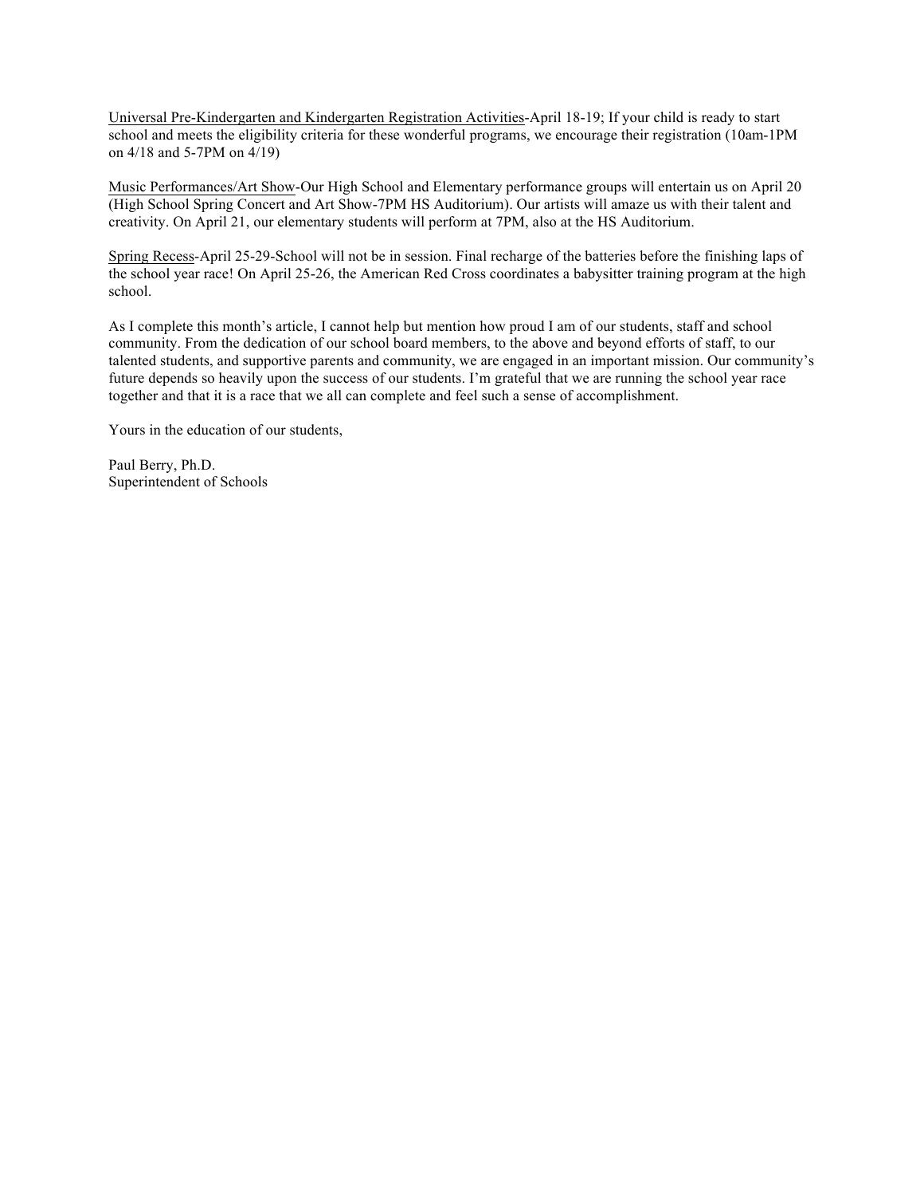Universal Pre-Kindergarten and Kindergarten Registration Activities-April 18-19; If your child is ready to start school and meets the eligibility criteria for these wonderful programs, we encourage their registration (10am-1PM on 4/18 and 5-7PM on 4/19)

Music Performances/Art Show-Our High School and Elementary performance groups will entertain us on April 20 (High School Spring Concert and Art Show-7PM HS Auditorium). Our artists will amaze us with their talent and creativity. On April 21, our elementary students will perform at 7PM, also at the HS Auditorium.

Spring Recess-April 25-29-School will not be in session. Final recharge of the batteries before the finishing laps of the school year race! On April 25-26, the American Red Cross coordinates a babysitter training program at the high school.

As I complete this month's article, I cannot help but mention how proud I am of our students, staff and school community. From the dedication of our school board members, to the above and beyond efforts of staff, to our talented students, and supportive parents and community, we are engaged in an important mission. Our community's future depends so heavily upon the success of our students. I'm grateful that we are running the school year race together and that it is a race that we all can complete and feel such a sense of accomplishment.

Yours in the education of our students,

Paul Berry, Ph.D.
Superintendent of Schools